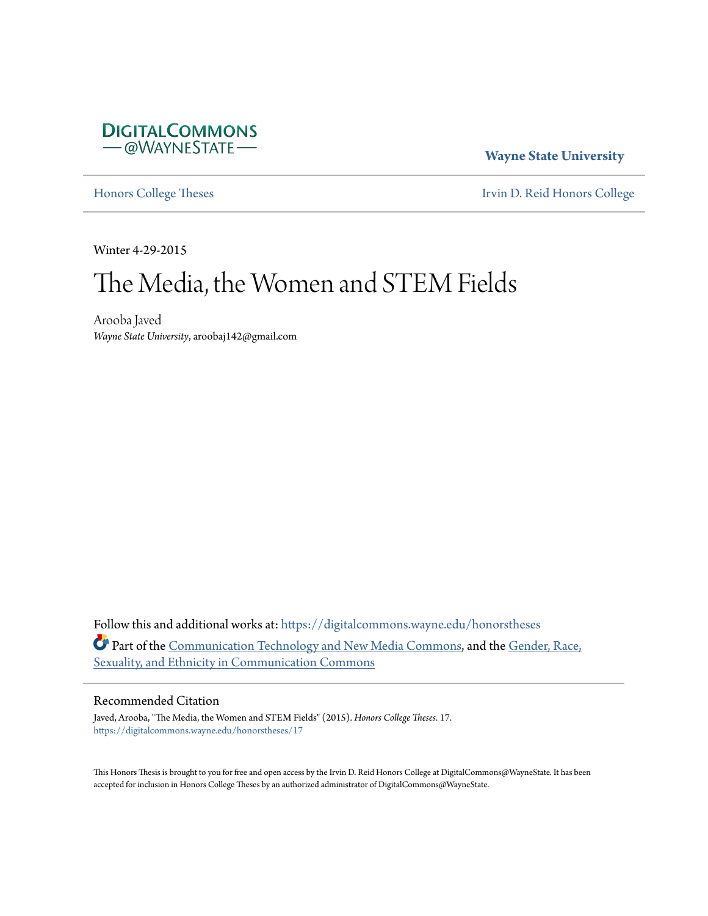DIGITALCOMMONS
— @WAYNESTATE —

**Wayne State University**

Honors College Theses | Irvin D. Reid Honors College

Winter 4-29-2015

# The Media, the Women and STEM Fields

Arooba Javed
*Wayne State University*, aroobaj142@gmail.com

Follow this and additional works at: https://digitalcommons.wayne.edu/honorstheses

Part of the Communication Technology and New Media Commons, and the Gender, Race, Sexuality, and Ethnicity in Communication Commons

## Recommended Citation

Javed, Arooba, "The Media, the Women and STEM Fields" (2015). *Honors College Theses*. 17.
https://digitalcommons.wayne.edu/honorstheses/17

This Honors Thesis is brought to you for free and open access by the Irvin D. Reid Honors College at DigitalCommons@WayneState. It has been accepted for inclusion in Honors College Theses by an authorized administrator of DigitalCommons@WayneState.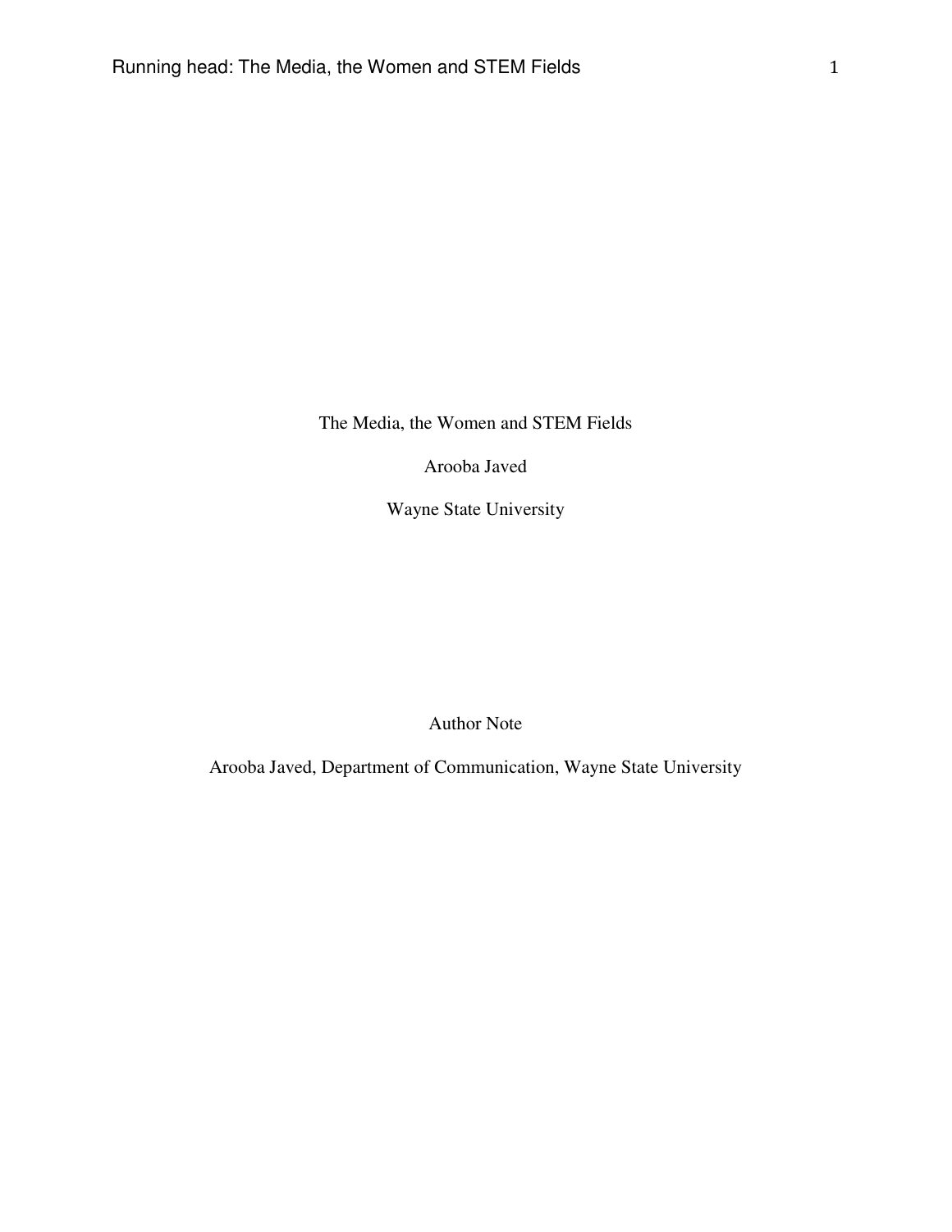The Media, the Women and STEM Fields

Arooba Javed

Wayne State University

Author Note

Arooba Javed, Department of Communication, Wayne State University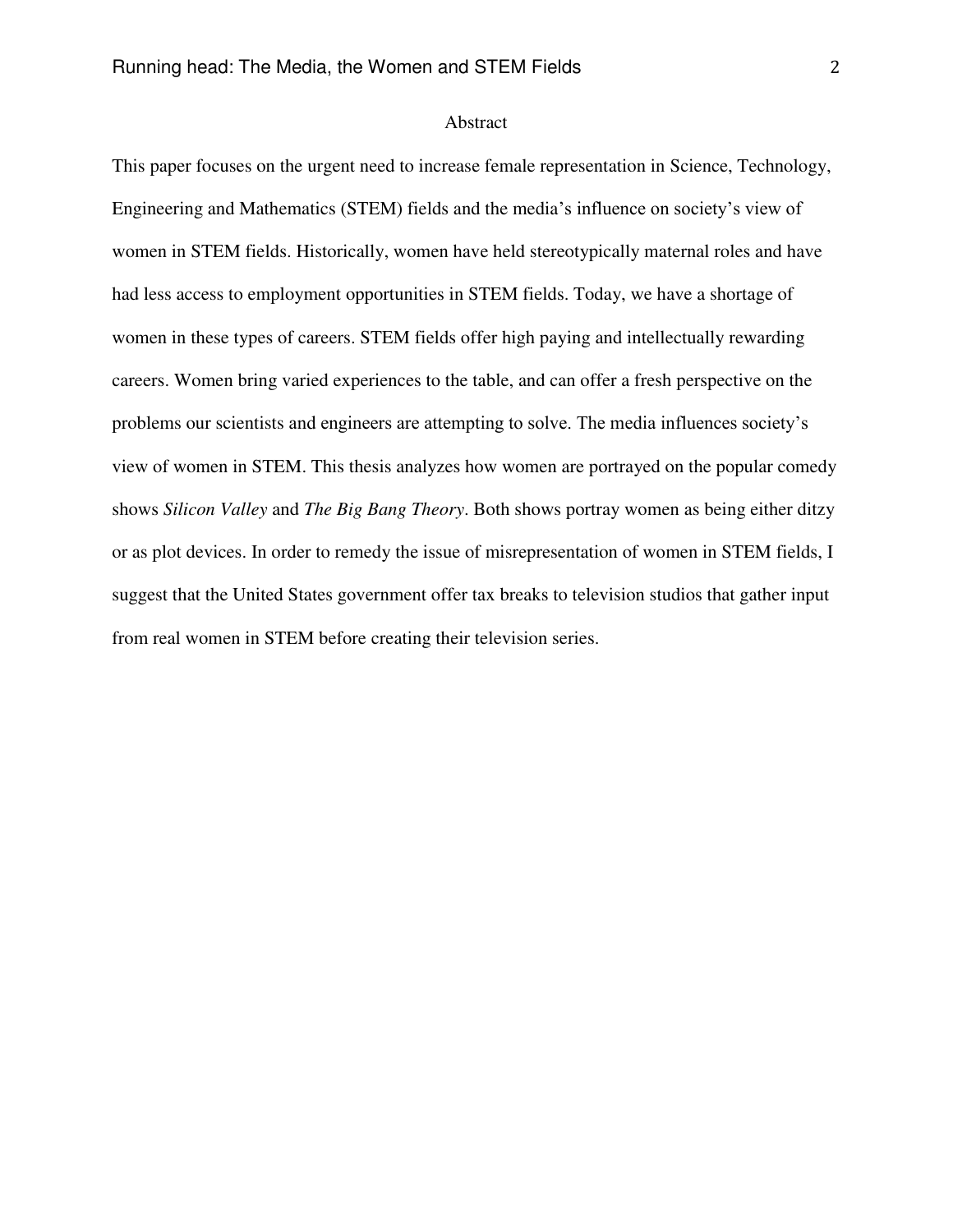## Abstract

This paper focuses on the urgent need to increase female representation in Science, Technology, Engineering and Mathematics (STEM) fields and the media's influence on society's view of women in STEM fields. Historically, women have held stereotypically maternal roles and have had less access to employment opportunities in STEM fields. Today, we have a shortage of women in these types of careers. STEM fields offer high paying and intellectually rewarding careers. Women bring varied experiences to the table, and can offer a fresh perspective on the problems our scientists and engineers are attempting to solve. The media influences society's view of women in STEM. This thesis analyzes how women are portrayed on the popular comedy shows *Silicon Valley* and *The Big Bang Theory*. Both shows portray women as being either ditzy or as plot devices. In order to remedy the issue of misrepresentation of women in STEM fields, I suggest that the United States government offer tax breaks to television studios that gather input from real women in STEM before creating their television series.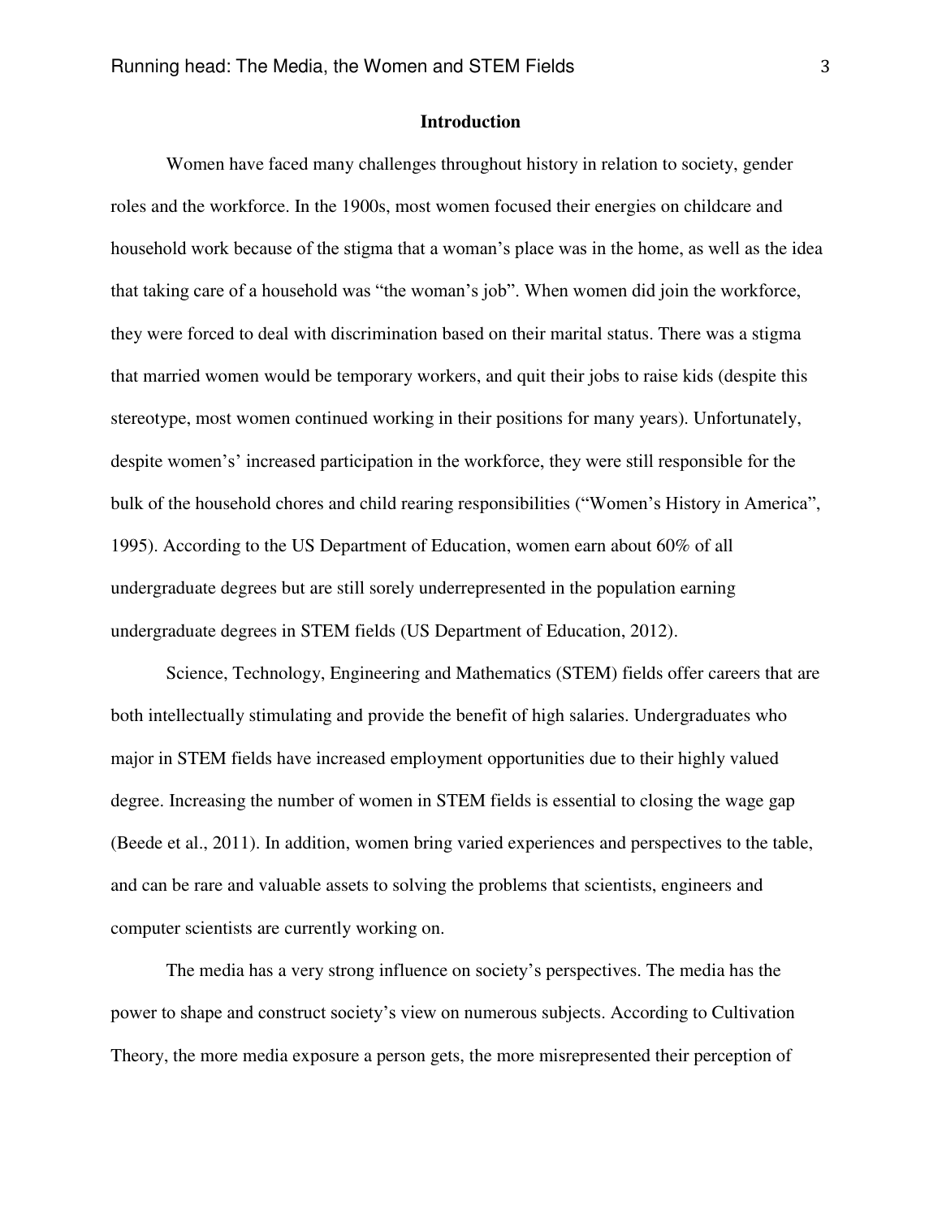## Introduction

Women have faced many challenges throughout history in relation to society, gender roles and the workforce. In the 1900s, most women focused their energies on childcare and household work because of the stigma that a woman's place was in the home, as well as the idea that taking care of a household was "the woman's job". When women did join the workforce, they were forced to deal with discrimination based on their marital status. There was a stigma that married women would be temporary workers, and quit their jobs to raise kids (despite this stereotype, most women continued working in their positions for many years). Unfortunately, despite women's' increased participation in the workforce, they were still responsible for the bulk of the household chores and child rearing responsibilities ("Women's History in America", 1995). According to the US Department of Education, women earn about 60% of all undergraduate degrees but are still sorely underrepresented in the population earning undergraduate degrees in STEM fields (US Department of Education, 2012).

Science, Technology, Engineering and Mathematics (STEM) fields offer careers that are both intellectually stimulating and provide the benefit of high salaries. Undergraduates who major in STEM fields have increased employment opportunities due to their highly valued degree. Increasing the number of women in STEM fields is essential to closing the wage gap (Beede et al., 2011). In addition, women bring varied experiences and perspectives to the table, and can be rare and valuable assets to solving the problems that scientists, engineers and computer scientists are currently working on.

The media has a very strong influence on society's perspectives. The media has the power to shape and construct society's view on numerous subjects. According to Cultivation Theory, the more media exposure a person gets, the more misrepresented their perception of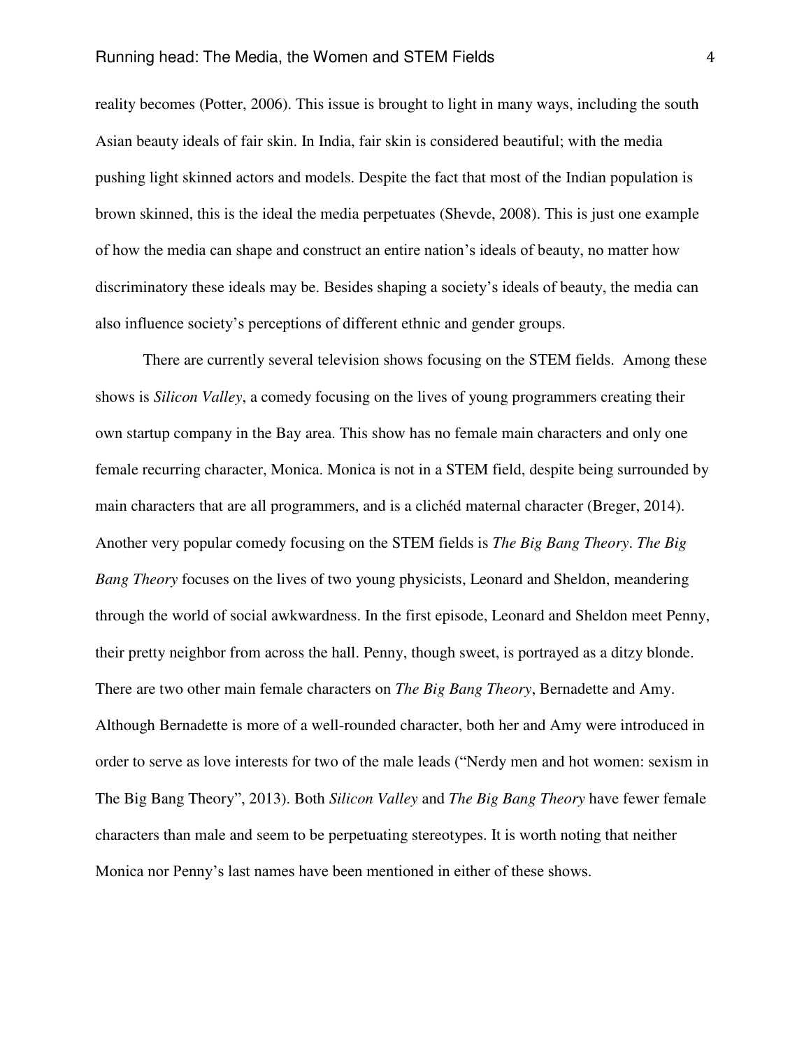reality becomes (Potter, 2006). This issue is brought to light in many ways, including the south Asian beauty ideals of fair skin. In India, fair skin is considered beautiful; with the media pushing light skinned actors and models. Despite the fact that most of the Indian population is brown skinned, this is the ideal the media perpetuates (Shevde, 2008). This is just one example of how the media can shape and construct an entire nation's ideals of beauty, no matter how discriminatory these ideals may be. Besides shaping a society's ideals of beauty, the media can also influence society's perceptions of different ethnic and gender groups.

There are currently several television shows focusing on the STEM fields. Among these shows is *Silicon Valley*, a comedy focusing on the lives of young programmers creating their own startup company in the Bay area. This show has no female main characters and only one female recurring character, Monica. Monica is not in a STEM field, despite being surrounded by main characters that are all programmers, and is a clichéd maternal character (Breger, 2014). Another very popular comedy focusing on the STEM fields is *The Big Bang Theory*. *The Big Bang Theory* focuses on the lives of two young physicists, Leonard and Sheldon, meandering through the world of social awkwardness. In the first episode, Leonard and Sheldon meet Penny, their pretty neighbor from across the hall. Penny, though sweet, is portrayed as a ditzy blonde. There are two other main female characters on *The Big Bang Theory*, Bernadette and Amy. Although Bernadette is more of a well-rounded character, both her and Amy were introduced in order to serve as love interests for two of the male leads ("Nerdy men and hot women: sexism in The Big Bang Theory", 2013). Both *Silicon Valley* and *The Big Bang Theory* have fewer female characters than male and seem to be perpetuating stereotypes. It is worth noting that neither Monica nor Penny's last names have been mentioned in either of these shows.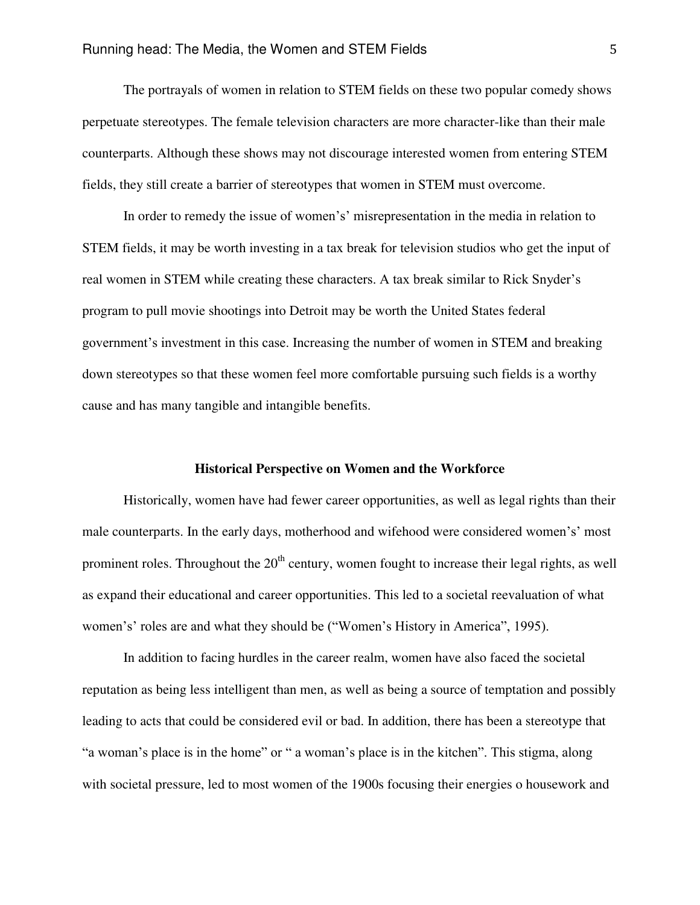The portrayals of women in relation to STEM fields on these two popular comedy shows perpetuate stereotypes. The female television characters are more character-like than their male counterparts. Although these shows may not discourage interested women from entering STEM fields, they still create a barrier of stereotypes that women in STEM must overcome.

In order to remedy the issue of women's' misrepresentation in the media in relation to STEM fields, it may be worth investing in a tax break for television studios who get the input of real women in STEM while creating these characters. A tax break similar to Rick Snyder's program to pull movie shootings into Detroit may be worth the United States federal government's investment in this case. Increasing the number of women in STEM and breaking down stereotypes so that these women feel more comfortable pursuing such fields is a worthy cause and has many tangible and intangible benefits.

## Historical Perspective on Women and the Workforce

Historically, women have had fewer career opportunities, as well as legal rights than their male counterparts. In the early days, motherhood and wifehood were considered women's' most prominent roles. Throughout the 20th century, women fought to increase their legal rights, as well as expand their educational and career opportunities. This led to a societal reevaluation of what women's' roles are and what they should be ("Women's History in America", 1995).

In addition to facing hurdles in the career realm, women have also faced the societal reputation as being less intelligent than men, as well as being a source of temptation and possibly leading to acts that could be considered evil or bad. In addition, there has been a stereotype that "a woman's place is in the home" or " a woman's place is in the kitchen". This stigma, along with societal pressure, led to most women of the 1900s focusing their energies o housework and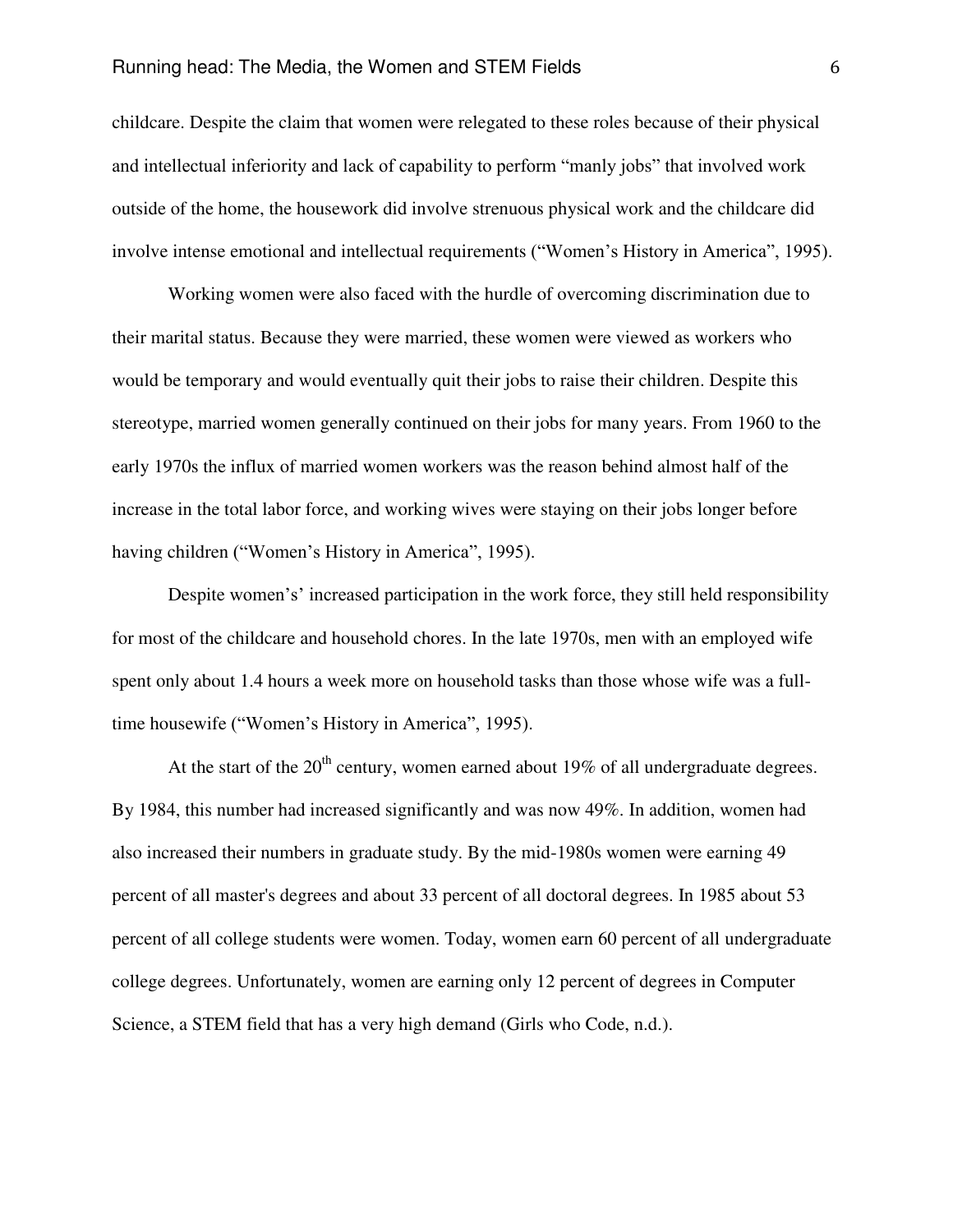childcare. Despite the claim that women were relegated to these roles because of their physical and intellectual inferiority and lack of capability to perform "manly jobs" that involved work outside of the home, the housework did involve strenuous physical work and the childcare did involve intense emotional and intellectual requirements ("Women's History in America", 1995).

Working women were also faced with the hurdle of overcoming discrimination due to their marital status. Because they were married, these women were viewed as workers who would be temporary and would eventually quit their jobs to raise their children. Despite this stereotype, married women generally continued on their jobs for many years. From 1960 to the early 1970s the influx of married women workers was the reason behind almost half of the increase in the total labor force, and working wives were staying on their jobs longer before having children ("Women's History in America", 1995).

Despite women's' increased participation in the work force, they still held responsibility for most of the childcare and household chores. In the late 1970s, men with an employed wife spent only about 1.4 hours a week more on household tasks than those whose wife was a full-time housewife ("Women's History in America", 1995).

At the start of the 20th century, women earned about 19% of all undergraduate degrees. By 1984, this number had increased significantly and was now 49%. In addition, women had also increased their numbers in graduate study. By the mid-1980s women were earning 49 percent of all master's degrees and about 33 percent of all doctoral degrees. In 1985 about 53 percent of all college students were women. Today, women earn 60 percent of all undergraduate college degrees. Unfortunately, women are earning only 12 percent of degrees in Computer Science, a STEM field that has a very high demand (Girls who Code, n.d.).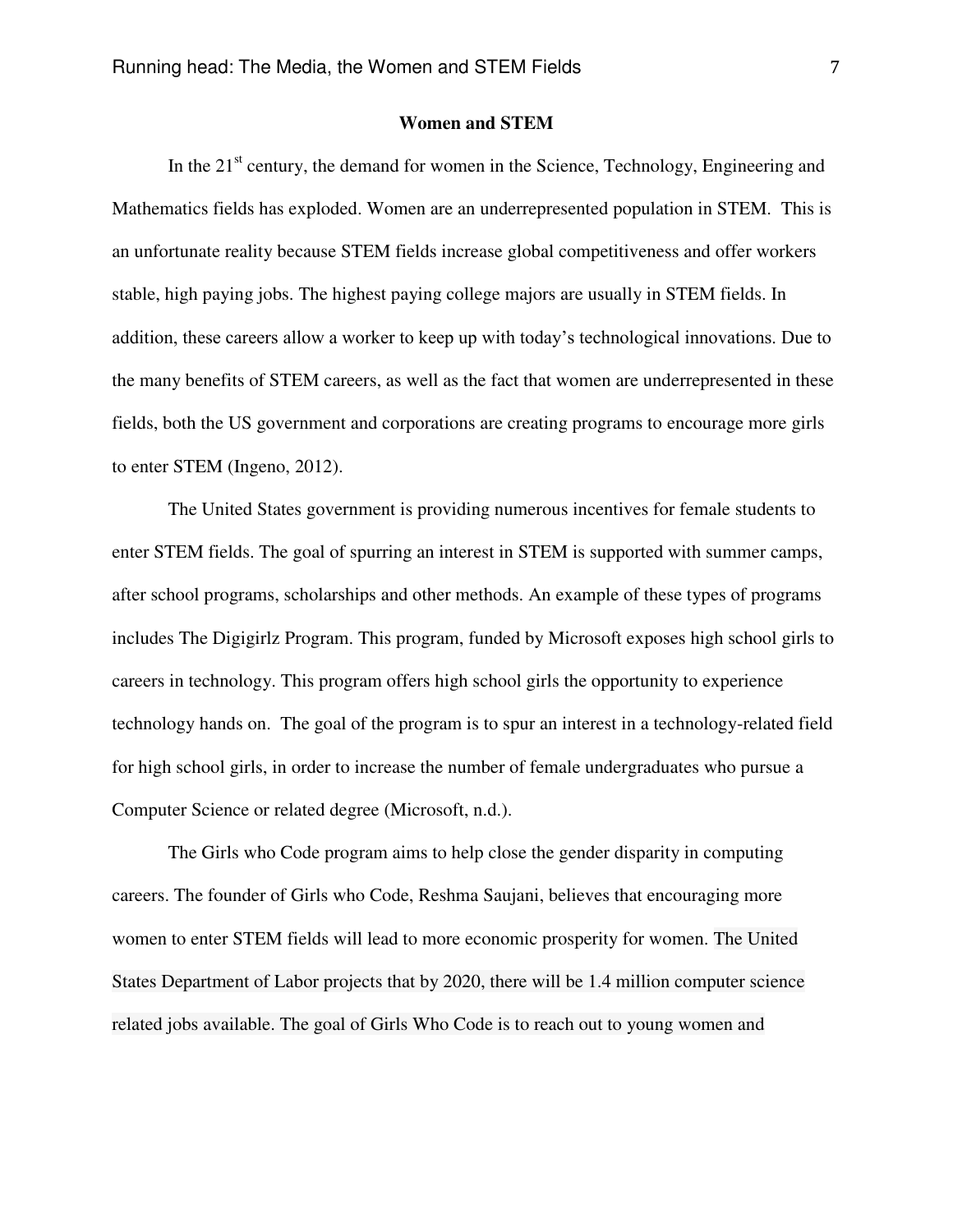## Women and STEM

In the 21st century, the demand for women in the Science, Technology, Engineering and Mathematics fields has exploded. Women are an underrepresented population in STEM. This is an unfortunate reality because STEM fields increase global competitiveness and offer workers stable, high paying jobs. The highest paying college majors are usually in STEM fields. In addition, these careers allow a worker to keep up with today's technological innovations. Due to the many benefits of STEM careers, as well as the fact that women are underrepresented in these fields, both the US government and corporations are creating programs to encourage more girls to enter STEM (Ingeno, 2012).

The United States government is providing numerous incentives for female students to enter STEM fields. The goal of spurring an interest in STEM is supported with summer camps, after school programs, scholarships and other methods. An example of these types of programs includes The Digigirlz Program. This program, funded by Microsoft exposes high school girls to careers in technology. This program offers high school girls the opportunity to experience technology hands on. The goal of the program is to spur an interest in a technology-related field for high school girls, in order to increase the number of female undergraduates who pursue a Computer Science or related degree (Microsoft, n.d.).

The Girls who Code program aims to help close the gender disparity in computing careers. The founder of Girls who Code, Reshma Saujani, believes that encouraging more women to enter STEM fields will lead to more economic prosperity for women. The United States Department of Labor projects that by 2020, there will be 1.4 million computer science related jobs available. The goal of Girls Who Code is to reach out to young women and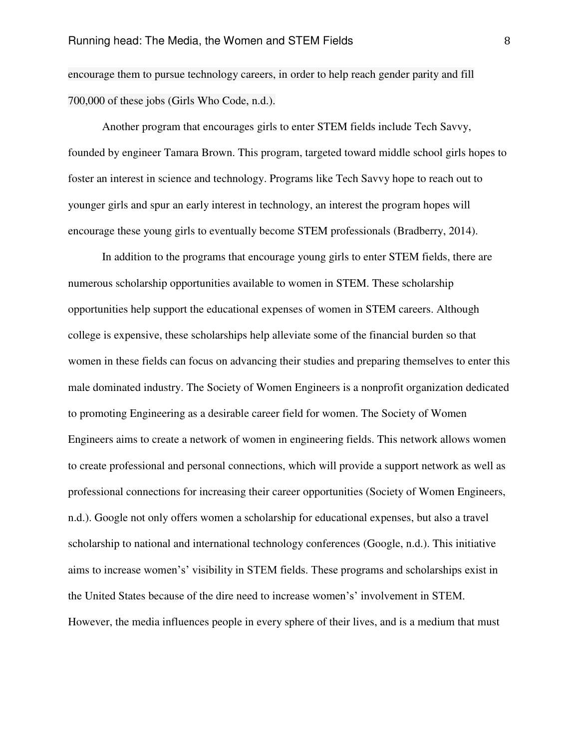encourage them to pursue technology careers, in order to help reach gender parity and fill 700,000 of these jobs (Girls Who Code, n.d.).

Another program that encourages girls to enter STEM fields include Tech Savvy, founded by engineer Tamara Brown. This program, targeted toward middle school girls hopes to foster an interest in science and technology. Programs like Tech Savvy hope to reach out to younger girls and spur an early interest in technology, an interest the program hopes will encourage these young girls to eventually become STEM professionals (Bradberry, 2014).

In addition to the programs that encourage young girls to enter STEM fields, there are numerous scholarship opportunities available to women in STEM. These scholarship opportunities help support the educational expenses of women in STEM careers. Although college is expensive, these scholarships help alleviate some of the financial burden so that women in these fields can focus on advancing their studies and preparing themselves to enter this male dominated industry. The Society of Women Engineers is a nonprofit organization dedicated to promoting Engineering as a desirable career field for women. The Society of Women Engineers aims to create a network of women in engineering fields. This network allows women to create professional and personal connections, which will provide a support network as well as professional connections for increasing their career opportunities (Society of Women Engineers, n.d.). Google not only offers women a scholarship for educational expenses, but also a travel scholarship to national and international technology conferences (Google, n.d.). This initiative aims to increase women's' visibility in STEM fields. These programs and scholarships exist in the United States because of the dire need to increase women's' involvement in STEM. However, the media influences people in every sphere of their lives, and is a medium that must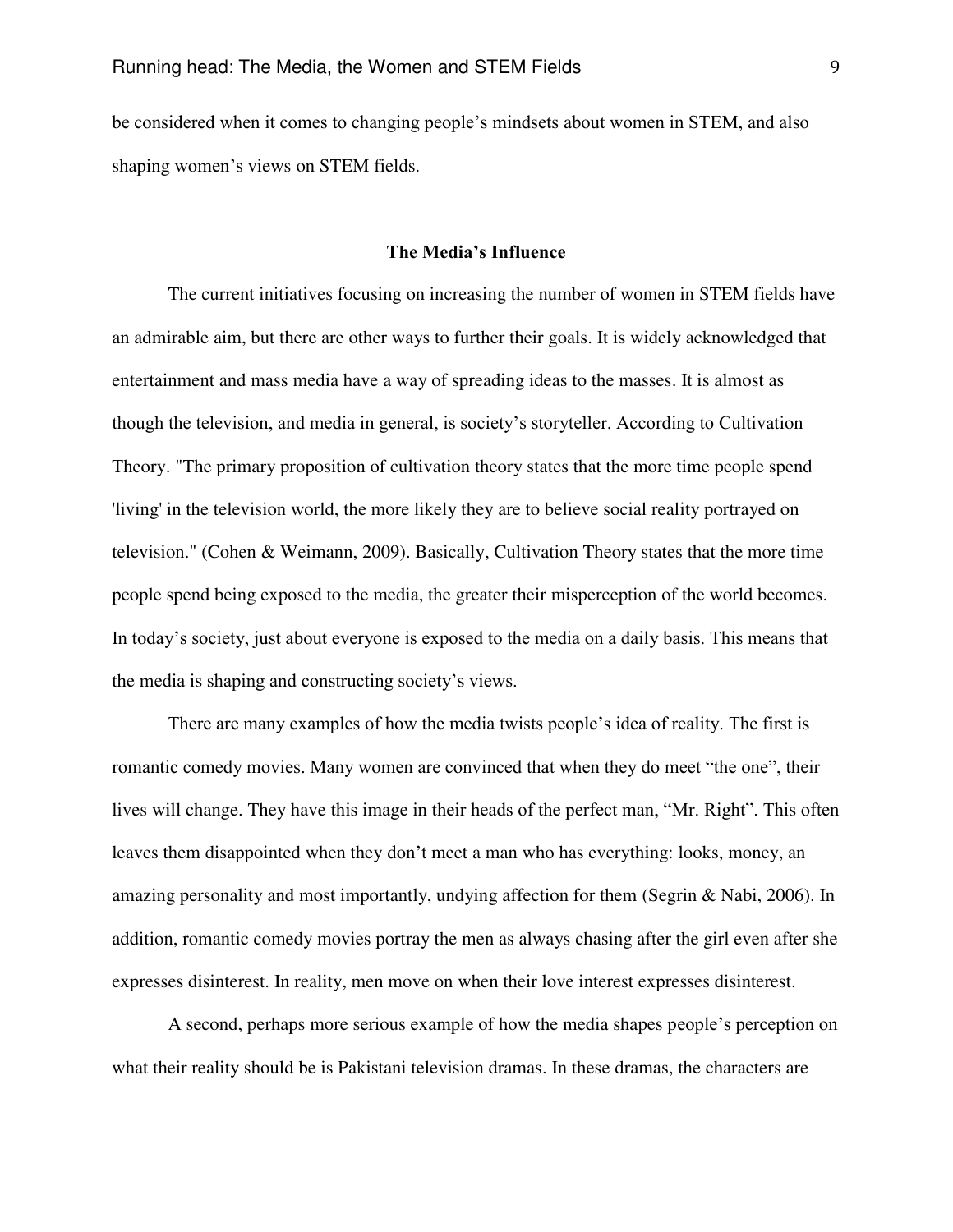be considered when it comes to changing people's mindsets about women in STEM, and also shaping women's views on STEM fields.

## The Media's Influence

The current initiatives focusing on increasing the number of women in STEM fields have an admirable aim, but there are other ways to further their goals. It is widely acknowledged that entertainment and mass media have a way of spreading ideas to the masses. It is almost as though the television, and media in general, is society's storyteller. According to Cultivation Theory. "The primary proposition of cultivation theory states that the more time people spend 'living' in the television world, the more likely they are to believe social reality portrayed on television." (Cohen & Weimann, 2009). Basically, Cultivation Theory states that the more time people spend being exposed to the media, the greater their misperception of the world becomes. In today's society, just about everyone is exposed to the media on a daily basis. This means that the media is shaping and constructing society's views.

There are many examples of how the media twists people's idea of reality. The first is romantic comedy movies. Many women are convinced that when they do meet "the one", their lives will change. They have this image in their heads of the perfect man, "Mr. Right". This often leaves them disappointed when they don't meet a man who has everything: looks, money, an amazing personality and most importantly, undying affection for them (Segrin & Nabi, 2006). In addition, romantic comedy movies portray the men as always chasing after the girl even after she expresses disinterest. In reality, men move on when their love interest expresses disinterest.

A second, perhaps more serious example of how the media shapes people's perception on what their reality should be is Pakistani television dramas. In these dramas, the characters are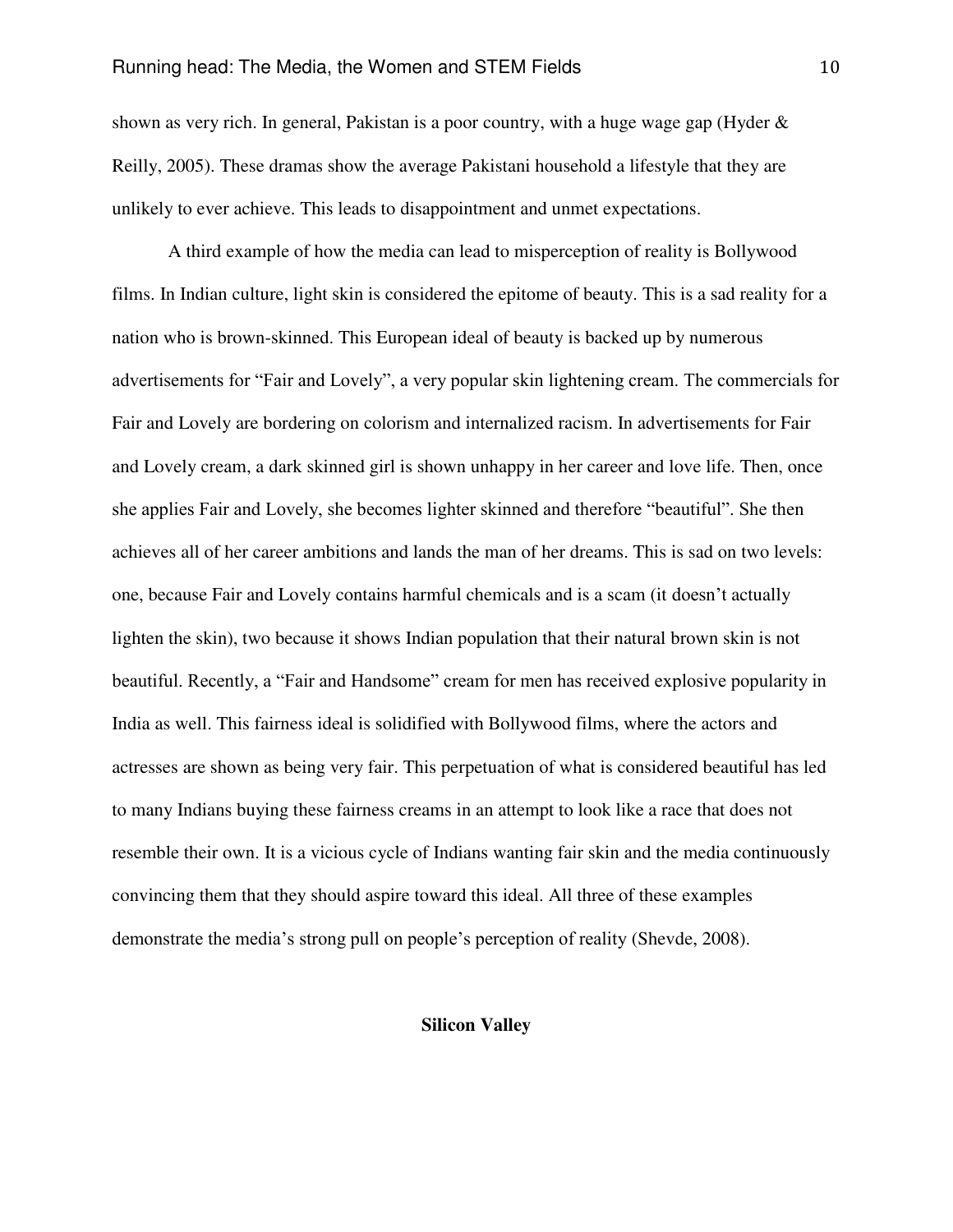shown as very rich. In general, Pakistan is a poor country, with a huge wage gap (Hyder & Reilly, 2005). These dramas show the average Pakistani household a lifestyle that they are unlikely to ever achieve. This leads to disappointment and unmet expectations.

A third example of how the media can lead to misperception of reality is Bollywood films. In Indian culture, light skin is considered the epitome of beauty. This is a sad reality for a nation who is brown-skinned. This European ideal of beauty is backed up by numerous advertisements for "Fair and Lovely", a very popular skin lightening cream. The commercials for Fair and Lovely are bordering on colorism and internalized racism. In advertisements for Fair and Lovely cream, a dark skinned girl is shown unhappy in her career and love life. Then, once she applies Fair and Lovely, she becomes lighter skinned and therefore "beautiful". She then achieves all of her career ambitions and lands the man of her dreams. This is sad on two levels: one, because Fair and Lovely contains harmful chemicals and is a scam (it doesn't actually lighten the skin), two because it shows Indian population that their natural brown skin is not beautiful. Recently, a "Fair and Handsome" cream for men has received explosive popularity in India as well. This fairness ideal is solidified with Bollywood films, where the actors and actresses are shown as being very fair. This perpetuation of what is considered beautiful has led to many Indians buying these fairness creams in an attempt to look like a race that does not resemble their own. It is a vicious cycle of Indians wanting fair skin and the media continuously convincing them that they should aspire toward this ideal. All three of these examples demonstrate the media's strong pull on people's perception of reality (Shevde, 2008).

## Silicon Valley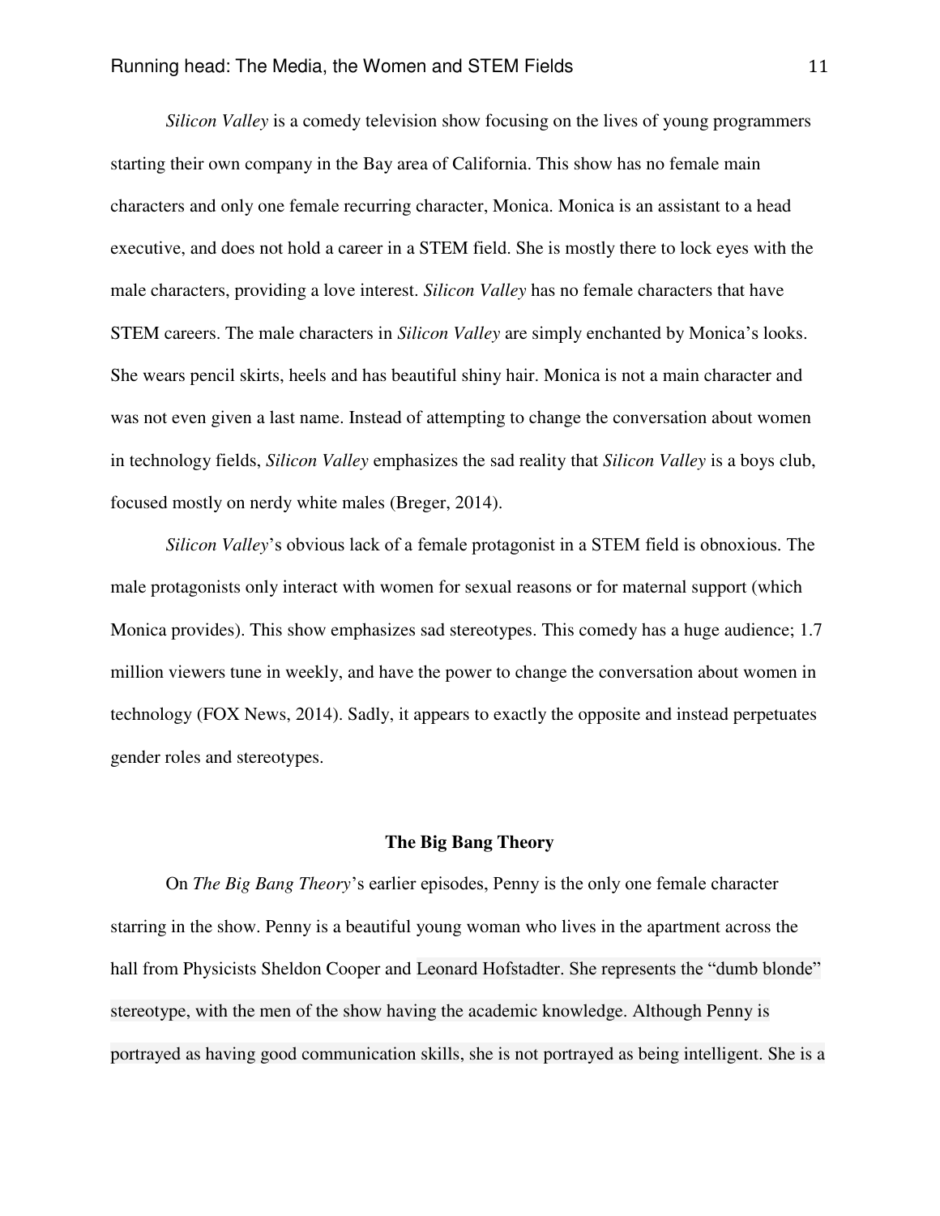*Silicon Valley* is a comedy television show focusing on the lives of young programmers starting their own company in the Bay area of California. This show has no female main characters and only one female recurring character, Monica. Monica is an assistant to a head executive, and does not hold a career in a STEM field. She is mostly there to lock eyes with the male characters, providing a love interest. *Silicon Valley* has no female characters that have STEM careers. The male characters in *Silicon Valley* are simply enchanted by Monica's looks. She wears pencil skirts, heels and has beautiful shiny hair. Monica is not a main character and was not even given a last name. Instead of attempting to change the conversation about women in technology fields, *Silicon Valley* emphasizes the sad reality that *Silicon Valley* is a boys club, focused mostly on nerdy white males (Breger, 2014).

*Silicon Valley*'s obvious lack of a female protagonist in a STEM field is obnoxious. The male protagonists only interact with women for sexual reasons or for maternal support (which Monica provides). This show emphasizes sad stereotypes. This comedy has a huge audience; 1.7 million viewers tune in weekly, and have the power to change the conversation about women in technology (FOX News, 2014). Sadly, it appears to exactly the opposite and instead perpetuates gender roles and stereotypes.

**The Big Bang Theory**

On *The Big Bang Theory*'s earlier episodes, Penny is the only one female character starring in the show. Penny is a beautiful young woman who lives in the apartment across the hall from Physicists Sheldon Cooper and Leonard Hofstadter. She represents the "dumb blonde" stereotype, with the men of the show having the academic knowledge. Although Penny is portrayed as having good communication skills, she is not portrayed as being intelligent. She is a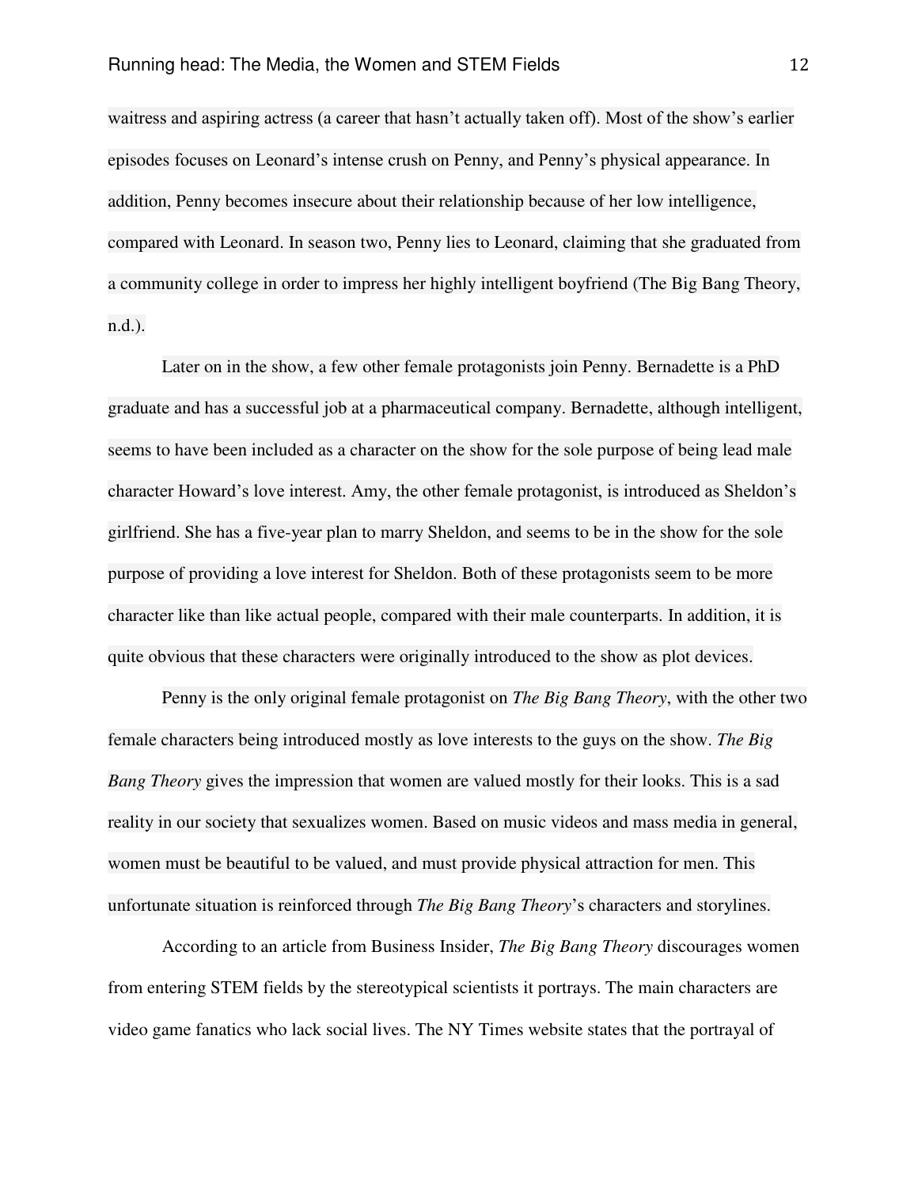waitress and aspiring actress (a career that hasn't actually taken off). Most of the show's earlier episodes focuses on Leonard's intense crush on Penny, and Penny's physical appearance. In addition, Penny becomes insecure about their relationship because of her low intelligence, compared with Leonard. In season two, Penny lies to Leonard, claiming that she graduated from a community college in order to impress her highly intelligent boyfriend (The Big Bang Theory, n.d.).

Later on in the show, a few other female protagonists join Penny. Bernadette is a PhD graduate and has a successful job at a pharmaceutical company. Bernadette, although intelligent, seems to have been included as a character on the show for the sole purpose of being lead male character Howard's love interest. Amy, the other female protagonist, is introduced as Sheldon's girlfriend. She has a five-year plan to marry Sheldon, and seems to be in the show for the sole purpose of providing a love interest for Sheldon. Both of these protagonists seem to be more character like than like actual people, compared with their male counterparts. In addition, it is quite obvious that these characters were originally introduced to the show as plot devices.

Penny is the only original female protagonist on *The Big Bang Theory*, with the other two female characters being introduced mostly as love interests to the guys on the show. *The Big Bang Theory* gives the impression that women are valued mostly for their looks. This is a sad reality in our society that sexualizes women. Based on music videos and mass media in general, women must be beautiful to be valued, and must provide physical attraction for men. This unfortunate situation is reinforced through *The Big Bang Theory*'s characters and storylines.

According to an article from Business Insider, *The Big Bang Theory* discourages women from entering STEM fields by the stereotypical scientists it portrays. The main characters are video game fanatics who lack social lives. The NY Times website states that the portrayal of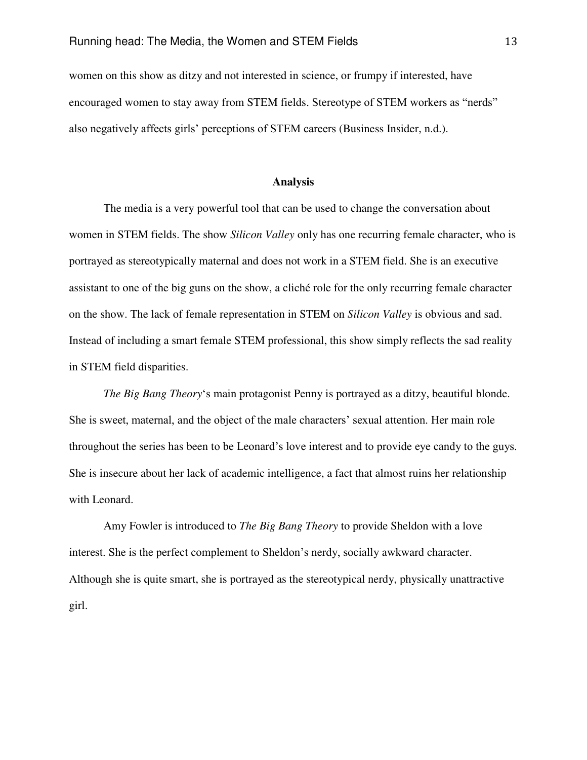women on this show as ditzy and not interested in science, or frumpy if interested, have encouraged women to stay away from STEM fields. Stereotype of STEM workers as "nerds" also negatively affects girls' perceptions of STEM careers (Business Insider, n.d.).

## Analysis

The media is a very powerful tool that can be used to change the conversation about women in STEM fields. The show *Silicon Valley* only has one recurring female character, who is portrayed as stereotypically maternal and does not work in a STEM field. She is an executive assistant to one of the big guns on the show, a cliché role for the only recurring female character on the show. The lack of female representation in STEM on *Silicon Valley* is obvious and sad. Instead of including a smart female STEM professional, this show simply reflects the sad reality in STEM field disparities.

*The Big Bang Theory*'s main protagonist Penny is portrayed as a ditzy, beautiful blonde. She is sweet, maternal, and the object of the male characters' sexual attention. Her main role throughout the series has been to be Leonard's love interest and to provide eye candy to the guys. She is insecure about her lack of academic intelligence, a fact that almost ruins her relationship with Leonard.

Amy Fowler is introduced to *The Big Bang Theory* to provide Sheldon with a love interest. She is the perfect complement to Sheldon's nerdy, socially awkward character. Although she is quite smart, she is portrayed as the stereotypical nerdy, physically unattractive girl.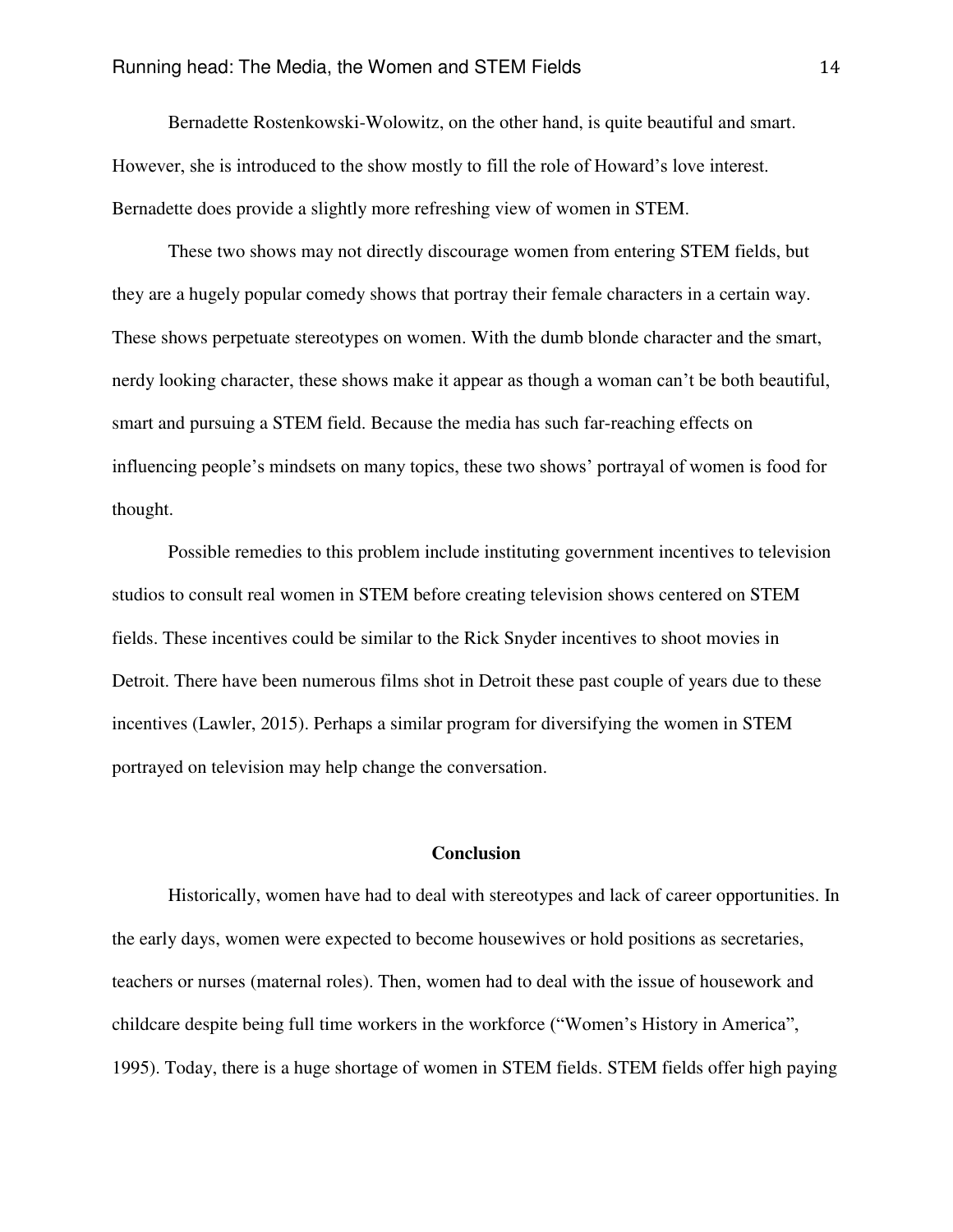Bernadette Rostenkowski-Wolowitz, on the other hand, is quite beautiful and smart. However, she is introduced to the show mostly to fill the role of Howard's love interest. Bernadette does provide a slightly more refreshing view of women in STEM.

These two shows may not directly discourage women from entering STEM fields, but they are a hugely popular comedy shows that portray their female characters in a certain way. These shows perpetuate stereotypes on women. With the dumb blonde character and the smart, nerdy looking character, these shows make it appear as though a woman can't be both beautiful, smart and pursuing a STEM field. Because the media has such far-reaching effects on influencing people's mindsets on many topics, these two shows' portrayal of women is food for thought.

Possible remedies to this problem include instituting government incentives to television studios to consult real women in STEM before creating television shows centered on STEM fields. These incentives could be similar to the Rick Snyder incentives to shoot movies in Detroit. There have been numerous films shot in Detroit these past couple of years due to these incentives (Lawler, 2015). Perhaps a similar program for diversifying the women in STEM portrayed on television may help change the conversation.

## Conclusion

Historically, women have had to deal with stereotypes and lack of career opportunities. In the early days, women were expected to become housewives or hold positions as secretaries, teachers or nurses (maternal roles). Then, women had to deal with the issue of housework and childcare despite being full time workers in the workforce ("Women's History in America", 1995). Today, there is a huge shortage of women in STEM fields. STEM fields offer high paying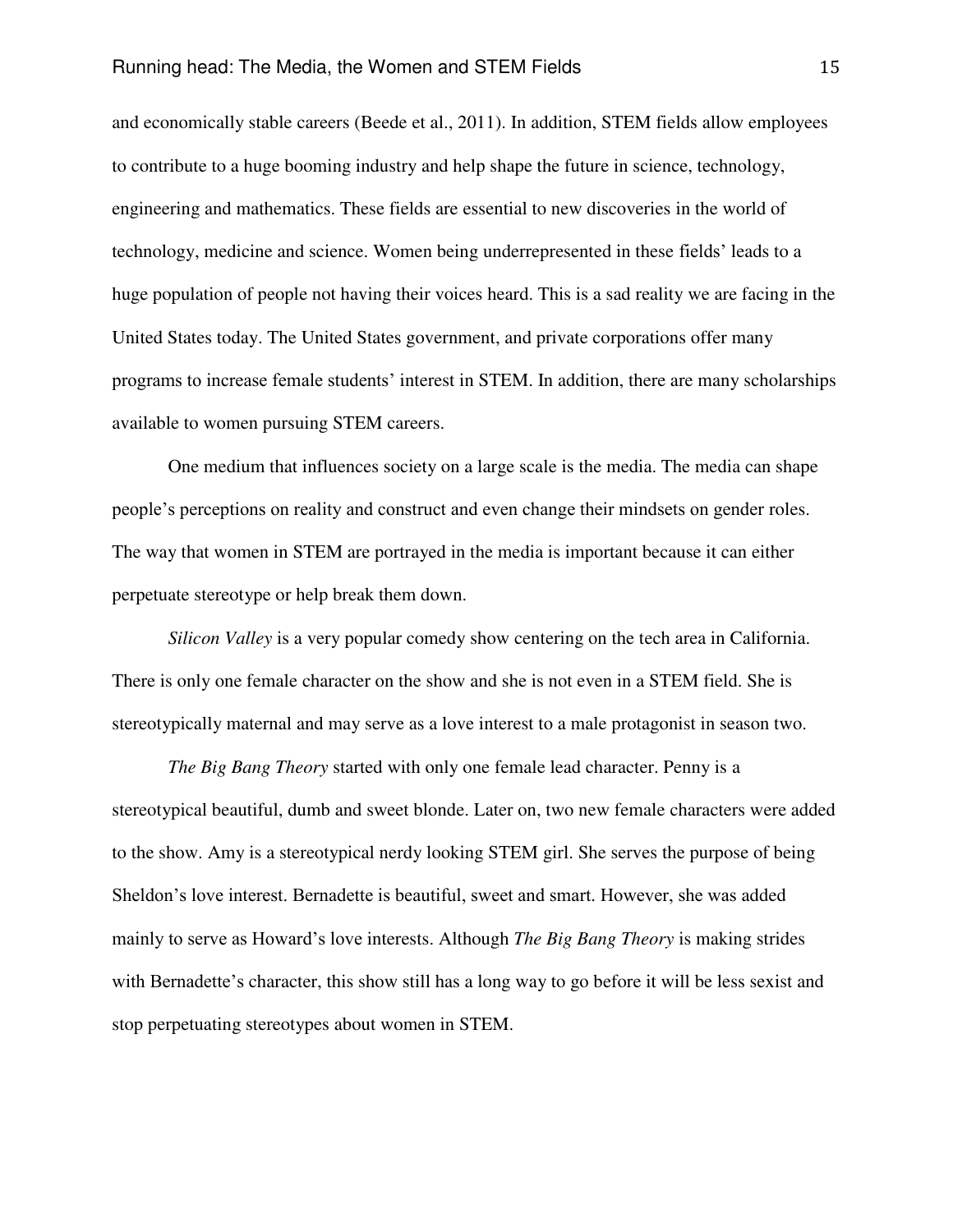and economically stable careers (Beede et al., 2011). In addition, STEM fields allow employees to contribute to a huge booming industry and help shape the future in science, technology, engineering and mathematics. These fields are essential to new discoveries in the world of technology, medicine and science. Women being underrepresented in these fields' leads to a huge population of people not having their voices heard. This is a sad reality we are facing in the United States today. The United States government, and private corporations offer many programs to increase female students' interest in STEM. In addition, there are many scholarships available to women pursuing STEM careers.

One medium that influences society on a large scale is the media. The media can shape people's perceptions on reality and construct and even change their mindsets on gender roles. The way that women in STEM are portrayed in the media is important because it can either perpetuate stereotype or help break them down.

*Silicon Valley* is a very popular comedy show centering on the tech area in California. There is only one female character on the show and she is not even in a STEM field. She is stereotypically maternal and may serve as a love interest to a male protagonist in season two.

*The Big Bang Theory* started with only one female lead character. Penny is a stereotypical beautiful, dumb and sweet blonde. Later on, two new female characters were added to the show. Amy is a stereotypical nerdy looking STEM girl. She serves the purpose of being Sheldon's love interest. Bernadette is beautiful, sweet and smart. However, she was added mainly to serve as Howard's love interests. Although *The Big Bang Theory* is making strides with Bernadette's character, this show still has a long way to go before it will be less sexist and stop perpetuating stereotypes about women in STEM.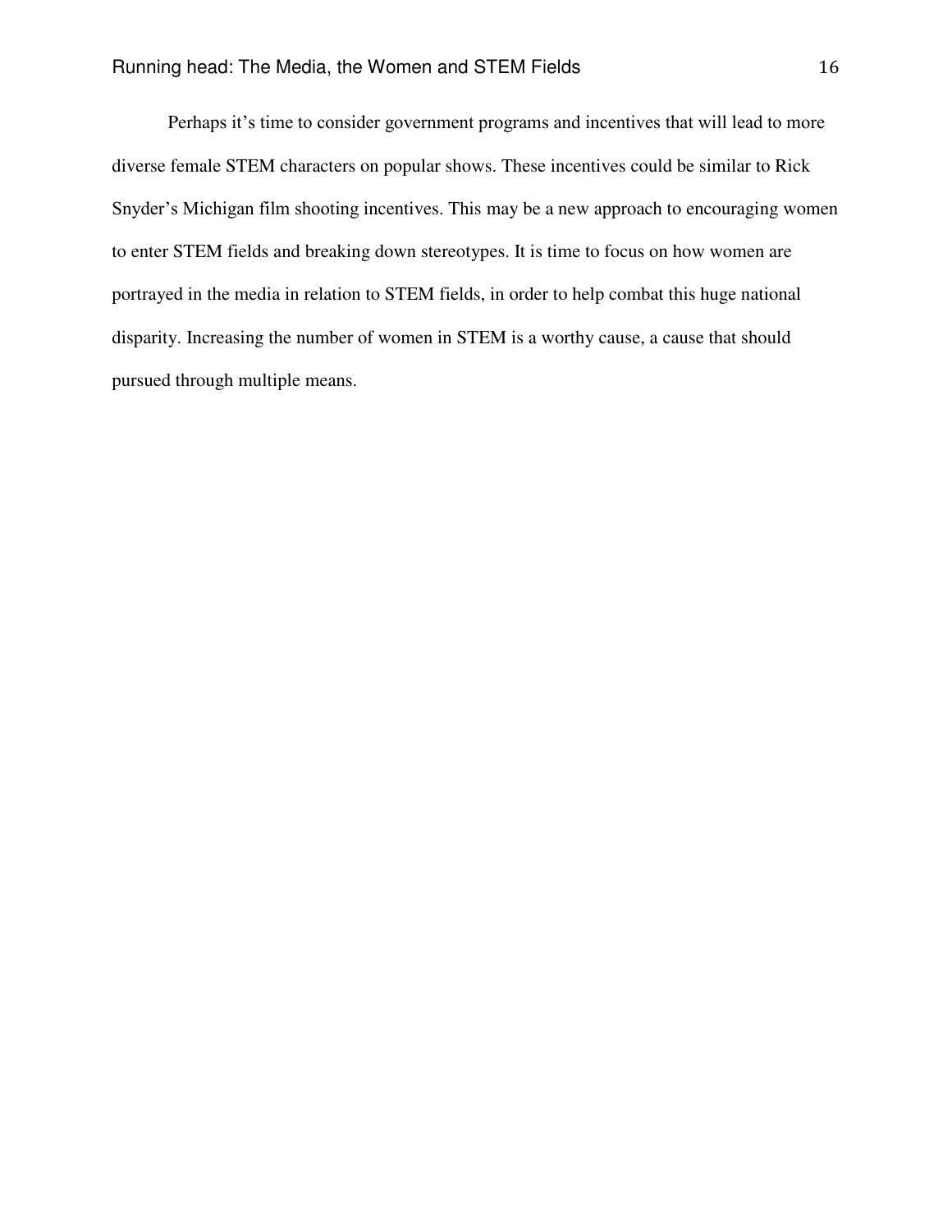Perhaps it's time to consider government programs and incentives that will lead to more diverse female STEM characters on popular shows. These incentives could be similar to Rick Snyder's Michigan film shooting incentives. This may be a new approach to encouraging women to enter STEM fields and breaking down stereotypes. It is time to focus on how women are portrayed in the media in relation to STEM fields, in order to help combat this huge national disparity. Increasing the number of women in STEM is a worthy cause, a cause that should pursued through multiple means.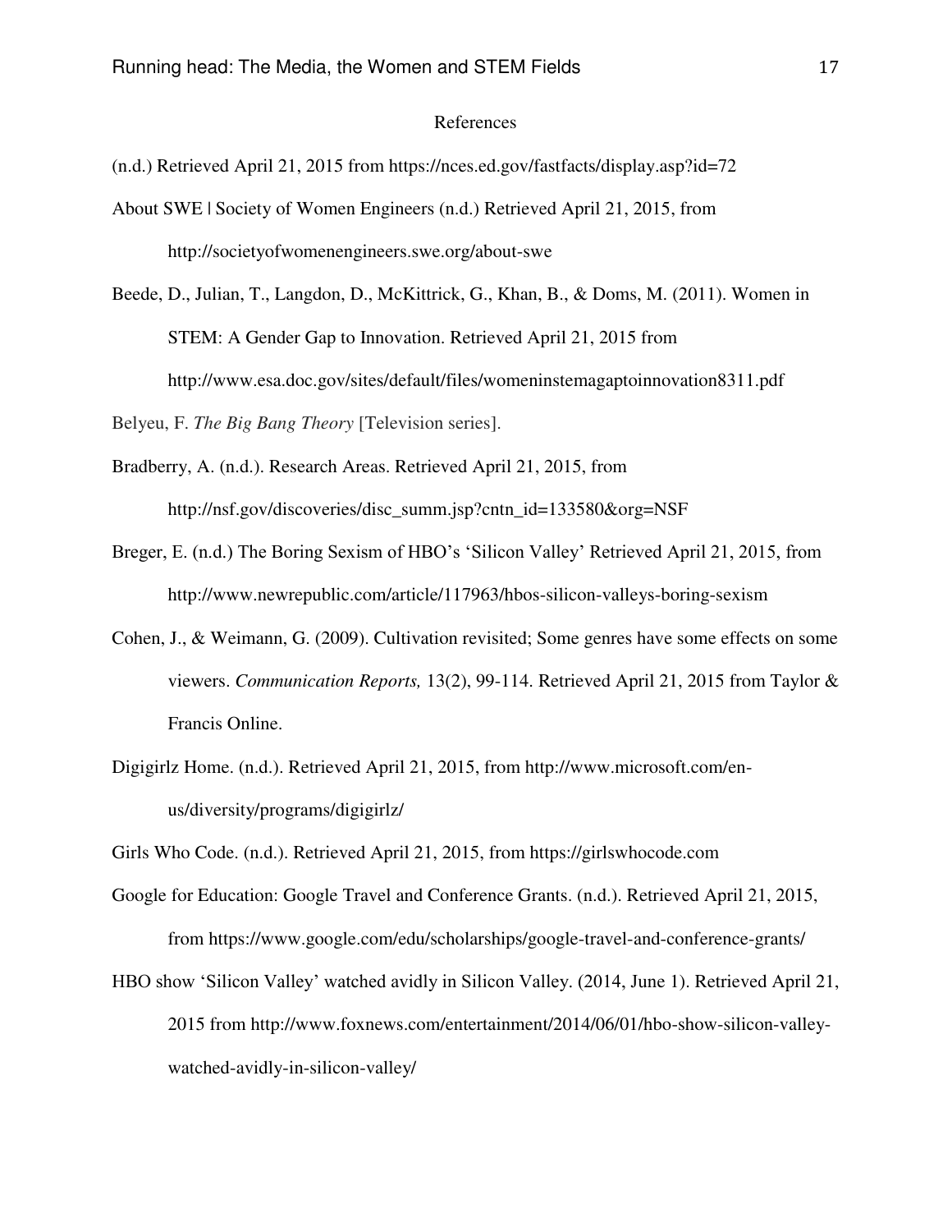# References

(n.d.) Retrieved April 21, 2015 from https://nces.ed.gov/fastfacts/display.asp?id=72

About SWE | Society of Women Engineers (n.d.) Retrieved April 21, 2015, from http://societyofwomenengineers.swe.org/about-swe

Beede, D., Julian, T., Langdon, D., McKittrick, G., Khan, B., & Doms, M. (2011). Women in STEM: A Gender Gap to Innovation. Retrieved April 21, 2015 from http://www.esa.doc.gov/sites/default/files/womeninstemagaptoinnovation8311.pdf

Belyeu, F. *The Big Bang Theory* [Television series].

Bradberry, A. (n.d.). Research Areas. Retrieved April 21, 2015, from http://nsf.gov/discoveries/disc_summ.jsp?cntn_id=133580&org=NSF

Breger, E. (n.d.) The Boring Sexism of HBO's 'Silicon Valley' Retrieved April 21, 2015, from http://www.newrepublic.com/article/117963/hbos-silicon-valleys-boring-sexism

Cohen, J., & Weimann, G. (2009). Cultivation revisited; Some genres have some effects on some viewers. *Communication Reports,* 13(2), 99-114. Retrieved April 21, 2015 from Taylor & Francis Online.

Digigirlz Home. (n.d.). Retrieved April 21, 2015, from http://www.microsoft.com/en-us/diversity/programs/digigirlz/

Girls Who Code. (n.d.). Retrieved April 21, 2015, from https://girlswhocode.com

Google for Education: Google Travel and Conference Grants. (n.d.). Retrieved April 21, 2015, from https://www.google.com/edu/scholarships/google-travel-and-conference-grants/

HBO show 'Silicon Valley' watched avidly in Silicon Valley. (2014, June 1). Retrieved April 21, 2015 from http://www.foxnews.com/entertainment/2014/06/01/hbo-show-silicon-valley-watched-avidly-in-silicon-valley/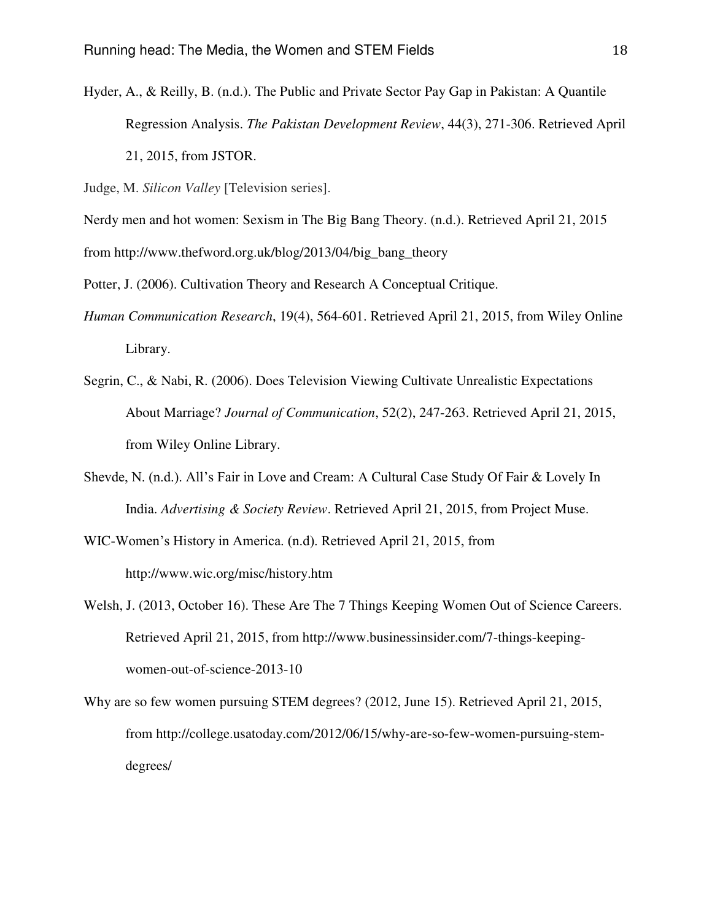Hyder, A., & Reilly, B. (n.d.). The Public and Private Sector Pay Gap in Pakistan: A Quantile Regression Analysis. *The Pakistan Development Review*, 44(3), 271-306. Retrieved April 21, 2015, from JSTOR.

Judge, M. *Silicon Valley* [Television series].

Nerdy men and hot women: Sexism in The Big Bang Theory. (n.d.). Retrieved April 21, 2015 from http://www.thefword.org.uk/blog/2013/04/big_bang_theory

Potter, J. (2006). Cultivation Theory and Research A Conceptual Critique. *Human Communication Research*, 19(4), 564-601. Retrieved April 21, 2015, from Wiley Online Library.

Segrin, C., & Nabi, R. (2006). Does Television Viewing Cultivate Unrealistic Expectations About Marriage? *Journal of Communication*, 52(2), 247-263. Retrieved April 21, 2015, from Wiley Online Library.

Shevde, N. (n.d.). All's Fair in Love and Cream: A Cultural Case Study Of Fair & Lovely In India. *Advertising & Society Review*. Retrieved April 21, 2015, from Project Muse.

WIC-Women's History in America. (n.d). Retrieved April 21, 2015, from http://www.wic.org/misc/history.htm

Welsh, J. (2013, October 16). These Are The 7 Things Keeping Women Out of Science Careers. Retrieved April 21, 2015, from http://www.businessinsider.com/7-things-keeping-women-out-of-science-2013-10

Why are so few women pursuing STEM degrees? (2012, June 15). Retrieved April 21, 2015, from http://college.usatoday.com/2012/06/15/why-are-so-few-women-pursuing-stem-degrees/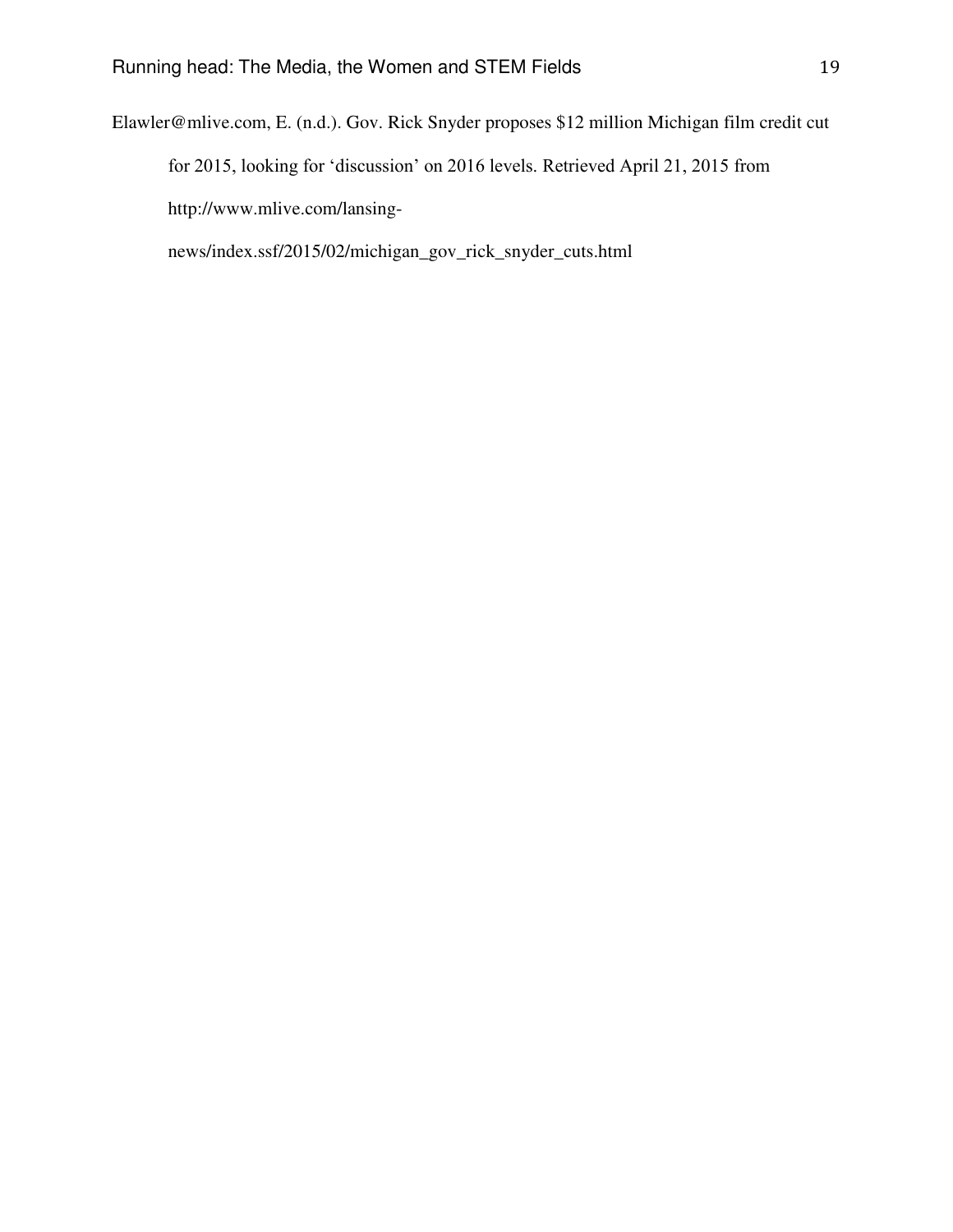Elawler@mlive.com, E. (n.d.). Gov. Rick Snyder proposes $12 million Michigan film credit cut for 2015, looking for 'discussion' on 2016 levels. Retrieved April 21, 2015 from http://www.mlive.com/lansing-news/index.ssf/2015/02/michigan_gov_rick_snyder_cuts.html